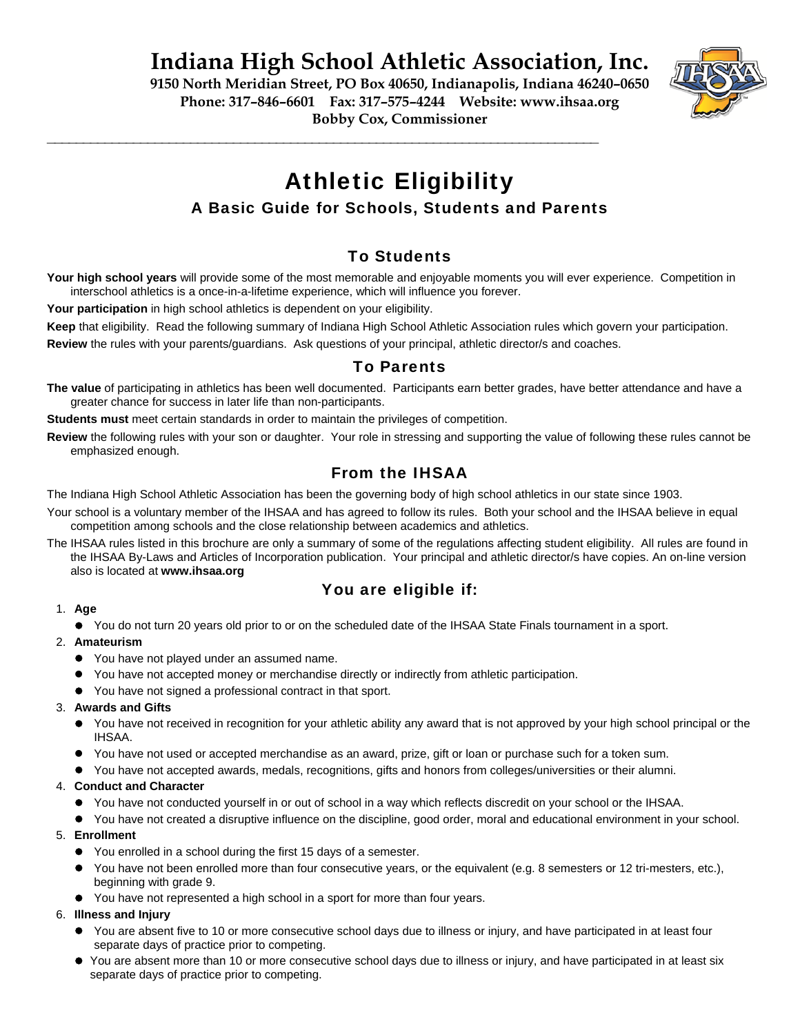# Indiana High School Athletic Association, Inc.

**9150 North Meridian Street, PO Box 40650, Indianapolis, Indiana 46240–0650**
**Phone: 317–846–6601 Fax: 317–575–4244 Website: www.ihsaa.org**
**Bobby Cox, Commissioner**

---

# Athletic Eligibility

## A Basic Guide for Schools, Students and Parents

### To Students

**Your high school years** will provide some of the most memorable and enjoyable moments you will ever experience. Competition in interschool athletics is a once-in-a-lifetime experience, which will influence you forever.

**Your participation** in high school athletics is dependent on your eligibility.

**Keep** that eligibility. Read the following summary of Indiana High School Athletic Association rules which govern your participation.

**Review** the rules with your parents/guardians. Ask questions of your principal, athletic director/s and coaches.

### To Parents

**The value** of participating in athletics has been well documented. Participants earn better grades, have better attendance and have a greater chance for success in later life than non-participants.

**Students must** meet certain standards in order to maintain the privileges of competition.

**Review** the following rules with your son or daughter. Your role in stressing and supporting the value of following these rules cannot be emphasized enough.

### From the IHSAA

The Indiana High School Athletic Association has been the governing body of high school athletics in our state since 1903.

Your school is a voluntary member of the IHSAA and has agreed to follow its rules. Both your school and the IHSAA believe in equal competition among schools and the close relationship between academics and athletics.

The IHSAA rules listed in this brochure are only a summary of some of the regulations affecting student eligibility. All rules are found in the IHSAA By-Laws and Articles of Incorporation publication. Your principal and athletic director/s have copies. An on-line version also is located at **www.ihsaa.org**

### You are eligible if:

1. **Age**
   - You do not turn 20 years old prior to or on the scheduled date of the IHSAA State Finals tournament in a sport.
2. **Amateurism**
   - You have not played under an assumed name.
   - You have not accepted money or merchandise directly or indirectly from athletic participation.
   - You have not signed a professional contract in that sport.
3. **Awards and Gifts**
   - You have not received in recognition for your athletic ability any award that is not approved by your high school principal or the IHSAA.
   - You have not used or accepted merchandise as an award, prize, gift or loan or purchase such for a token sum.
   - You have not accepted awards, medals, recognitions, gifts and honors from colleges/universities or their alumni.
4. **Conduct and Character**
   - You have not conducted yourself in or out of school in a way which reflects discredit on your school or the IHSAA.
   - You have not created a disruptive influence on the discipline, good order, moral and educational environment in your school.
5. **Enrollment**
   - You enrolled in a school during the first 15 days of a semester.
   - You have not been enrolled more than four consecutive years, or the equivalent (e.g. 8 semesters or 12 tri-mesters, etc.), beginning with grade 9.
   - You have not represented a high school in a sport for more than four years.
6. **Illness and Injury**
   - You are absent five to 10 or more consecutive school days due to illness or injury, and have participated in at least four separate days of practice prior to competing.
   - You are absent more than 10 or more consecutive school days due to illness or injury, and have participated in at least six separate days of practice prior to competing.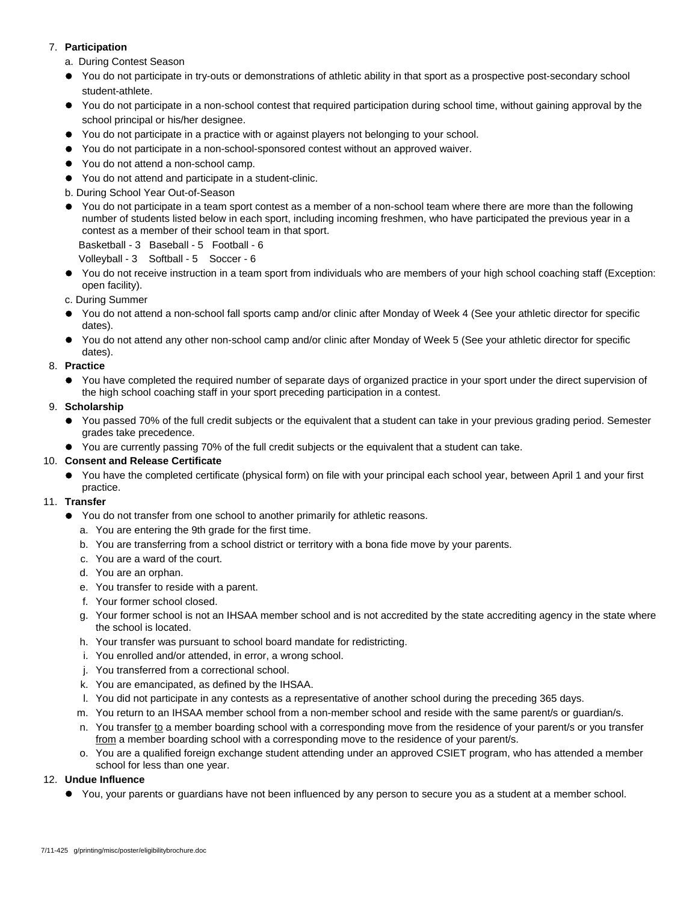7. **Participation**

   a. During Contest Season

   - You do not participate in try-outs or demonstrations of athletic ability in that sport as a prospective post-secondary school student-athlete.
   - You do not participate in a non-school contest that required participation during school time, without gaining approval by the school principal or his/her designee.
   - You do not participate in a practice with or against players not belonging to your school.
   - You do not participate in a non-school-sponsored contest without an approved waiver.
   - You do not attend a non-school camp.
   - You do not attend and participate in a student-clinic.

   b. During School Year Out-of-Season

   - You do not participate in a team sport contest as a member of a non-school team where there are more than the following number of students listed below in each sport, including incoming freshmen, who have participated the previous year in a contest as a member of their school team in that sport.

     Basketball - 3 Baseball - 5 Football - 6

     Volleyball - 3 Softball - 5 Soccer - 6
   - You do not receive instruction in a team sport from individuals who are members of your high school coaching staff (Exception: open facility).

   c. During Summer

   - You do not attend a non-school fall sports camp and/or clinic after Monday of Week 4 (See your athletic director for specific dates).
   - You do not attend any other non-school camp and/or clinic after Monday of Week 5 (See your athletic director for specific dates).

8. **Practice**
   - You have completed the required number of separate days of organized practice in your sport under the direct supervision of the high school coaching staff in your sport preceding participation in a contest.

9. **Scholarship**
   - You passed 70% of the full credit subjects or the equivalent that a student can take in your previous grading period. Semester grades take precedence.
   - You are currently passing 70% of the full credit subjects or the equivalent that a student can take.

10. **Consent and Release Certificate**
    - You have the completed certificate (physical form) on file with your principal each school year, between April 1 and your first practice.

11. **Transfer**
    - You do not transfer from one school to another primarily for athletic reasons.
      a. You are entering the 9th grade for the first time.
      b. You are transferring from a school district or territory with a bona fide move by your parents.
      c. You are a ward of the court.
      d. You are an orphan.
      e. You transfer to reside with a parent.
      f. Your former school closed.
      g. Your former school is not an IHSAA member school and is not accredited by the state accrediting agency in the state where the school is located.
      h. Your transfer was pursuant to school board mandate for redistricting.
      i. You enrolled and/or attended, in error, a wrong school.
      j. You transferred from a correctional school.
      k. You are emancipated, as defined by the IHSAA.
      l. You did not participate in any contests as a representative of another school during the preceding 365 days.
      m. You return to an IHSAA member school from a non-member school and reside with the same parent/s or guardian/s.
      n. You transfer <u>to</u> a member boarding school with a corresponding move from the residence of your parent/s or you transfer <u>from</u> a member boarding school with a corresponding move to the residence of your parent/s.
      o. You are a qualified foreign exchange student attending under an approved CSIET program, who has attended a member school for less than one year.

12. **Undue Influence**
    - You, your parents or guardians have not been influenced by any person to secure you as a student at a member school.

7/11-425 g/printing/misc/poster/eligibilitybrochure.doc